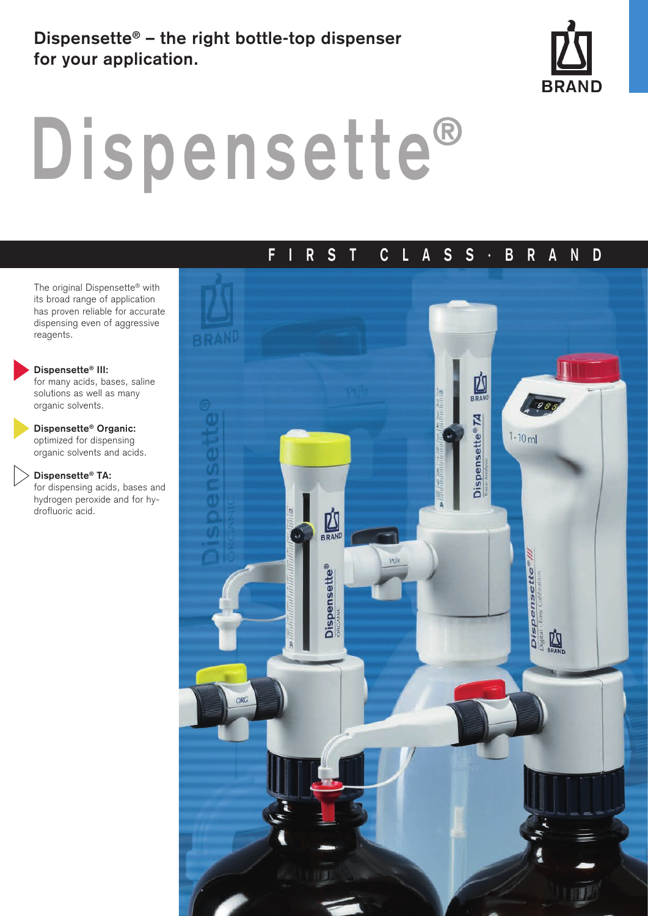Dispensette® – the right bottle-top dispenser for your application.

BRAND

# Dispensette®

FIRST CLASS · BRAND

The original Dispensette® with its broad range of application has proven reliable for accurate dispensing even of aggressive reagents.

**Dispensette® III:**
for many acids, bases, saline solutions as well as many organic solvents.

**Dispensette® Organic:**
optimized for dispensing organic solvents and acids.

**Dispensette® TA:**
for dispensing acids, bases and hydrogen peroxide and for hydrofluoric acid.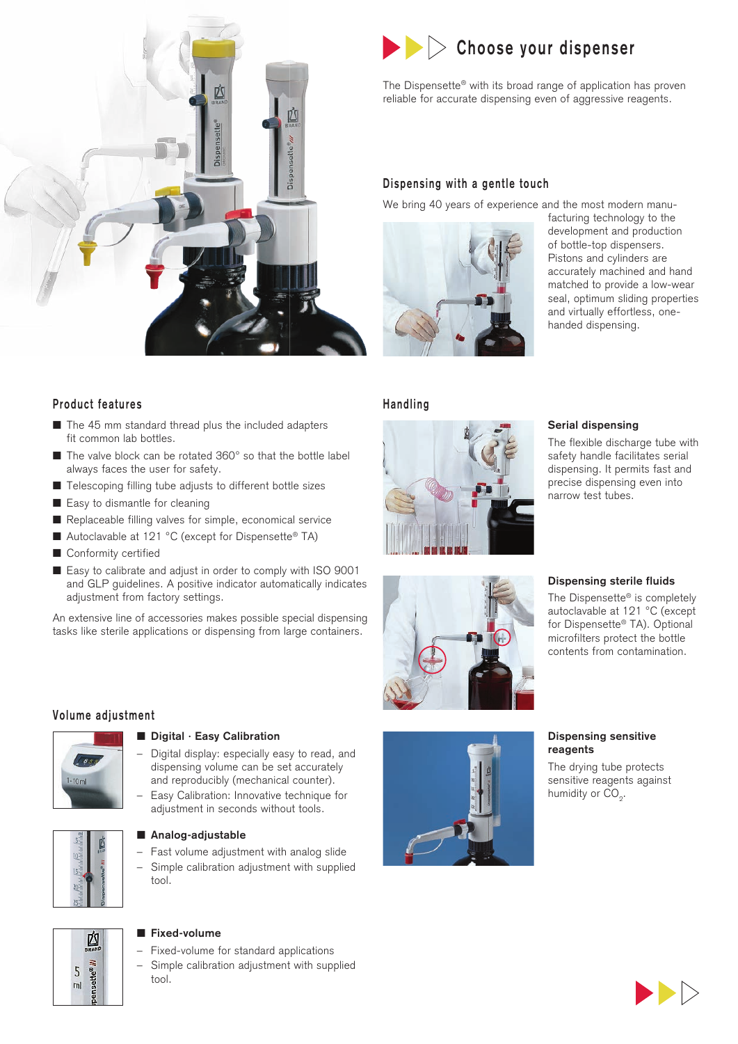## Choose your dispenser

The Dispensette® with its broad range of application has proven reliable for accurate dispensing even of aggressive reagents.

### Dispensing with a gentle touch

We bring 40 years of experience and the most modern manufacturing technology to the development and production of bottle-top dispensers. Pistons and cylinders are accurately machined and hand matched to provide a low-wear seal, optimum sliding properties and virtually effortless, one-handed dispensing.

### Product features

- The 45 mm standard thread plus the included adapters fit common lab bottles.
- The valve block can be rotated 360° so that the bottle label always faces the user for safety.
- Telescoping filling tube adjusts to different bottle sizes
- Easy to dismantle for cleaning
- Replaceable filling valves for simple, economical service
- Autoclavable at 121 °C (except for Dispensette® TA)
- Conformity certified
- Easy to calibrate and adjust in order to comply with ISO 9001 and GLP guidelines. A positive indicator automatically indicates adjustment from factory settings.

An extensive line of accessories makes possible special dispensing tasks like sterile applications or dispensing from large containers.

### Volume adjustment

**Digital · Easy Calibration**

- Digital display: especially easy to read, and dispensing volume can be set accurately and reproducibly (mechanical counter).
- Easy Calibration: Innovative technique for adjustment in seconds without tools.

**Analog-adjustable**

- Fast volume adjustment with analog slide
- Simple calibration adjustment with supplied tool.

**Fixed-volume**

- Fixed-volume for standard applications
- Simple calibration adjustment with supplied tool.

### Handling

**Serial dispensing**

The flexible discharge tube with safety handle facilitates serial dispensing. It permits fast and precise dispensing even into narrow test tubes.

**Dispensing sterile fluids**

The Dispensette® is completely autoclavable at 121 °C (except for Dispensette® TA). Optional microfilters protect the bottle contents from contamination.

**Dispensing sensitive reagents**

The drying tube protects sensitive reagents against humidity or $CO_2$.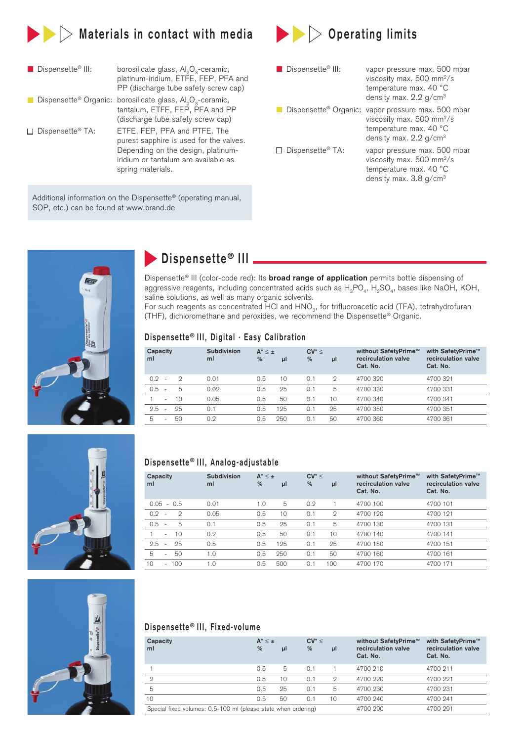## Materials in contact with media

- **Dispensette® III:** borosilicate glass, $Al_2O_3$-ceramic, platinum-iridium, ETFE, FEP, PFA and PP (discharge tube safety screw cap)
- **Dispensette® Organic:** borosilicate glass, $Al_2O_3$-ceramic, tantalum, ETFE, FEP, PFA and PP (discharge tube safety screw cap)
- **Dispensette® TA:** ETFE, FEP, PFA and PTFE. The purest sapphire is used for the valves. Depending on the design, platinum-iridium or tantalum are available as spring materials.

Additional information on the Dispensette® (operating manual, SOP, etc.) can be found at www.brand.de

## Operating limits

- **Dispensette® III:** vapor pressure max. 500 mbar, viscosity max. 500 mm²/s, temperature max. 40 °C, density max. 2.2 g/cm³
- **Dispensette® Organic:** vapor pressure max. 500 mbar, viscosity max. 500 mm²/s, temperature max. 40 °C, density max. 2.2 g/cm³
- **Dispensette® TA:** vapor pressure max. 500 mbar, viscosity max. 500 mm²/s, temperature max. 40 °C, density max. 3.8 g/cm³

## Dispensette® III

Dispensette® III (color-code red): Its **broad range of application** permits bottle dispensing of aggressive reagents, including concentrated acids such as $H_3PO_4$, $H_2SO_4$, bases like NaOH, KOH, saline solutions, as well as many organic solvents.
For such reagents as concentrated HCl and $HNO_3$, for trifluoroacetic acid (TFA), tetrahydrofuran (THF), dichloromethane and peroxides, we recommend the Dispensette® Organic.

### Dispensette® III, Digital · Easy Calibration

| Capacity ml | Subdivision ml | A* ≤ ± % | µl | CV* ≤ % | µl | without SafetyPrime™ recirculation valve Cat. No. | with SafetyPrime™ recirculation valve Cat. No. |
|---|---|---|---|---|---|---|---|
| 0.2 - 2 | 0.01 | 0.5 | 10 | 0.1 | 2 | 4700 320 | 4700 321 |
| 0.5 - 5 | 0.02 | 0.5 | 25 | 0.1 | 5 | 4700 330 | 4700 331 |
| 1 - 10 | 0.05 | 0.5 | 50 | 0.1 | 10 | 4700 340 | 4700 341 |
| 2.5 - 25 | 0.1 | 0.5 | 125 | 0.1 | 25 | 4700 350 | 4700 351 |
| 5 - 50 | 0.2 | 0.5 | 250 | 0.1 | 50 | 4700 360 | 4700 361 |

### Dispensette® III, Analog-adjustable

| Capacity ml | Subdivision ml | A* ≤ ± % | µl | CV* ≤ % | µl | without SafetyPrime™ recirculation valve Cat. No. | with SafetyPrime™ recirculation valve Cat. No. |
|---|---|---|---|---|---|---|---|
| 0.05 - 0.5 | 0.01 | 1.0 | 5 | 0.2 | 1 | 4700 100 | 4700 101 |
| 0.2 - 2 | 0.05 | 0.5 | 10 | 0.1 | 2 | 4700 120 | 4700 121 |
| 0.5 - 5 | 0.1 | 0.5 | 25 | 0.1 | 5 | 4700 130 | 4700 131 |
| 1 - 10 | 0.2 | 0.5 | 50 | 0.1 | 10 | 4700 140 | 4700 141 |
| 2.5 - 25 | 0.5 | 0.5 | 125 | 0.1 | 25 | 4700 150 | 4700 151 |
| 5 - 50 | 1.0 | 0.5 | 250 | 0.1 | 50 | 4700 160 | 4700 161 |
| 10 - 100 | 1.0 | 0.5 | 500 | 0.1 | 100 | 4700 170 | 4700 171 |

### Dispensette® III, Fixed-volume

| Capacity ml | A* ≤ ± % | µl | CV* ≤ % | µl | without SafetyPrime™ recirculation valve Cat. No. | with SafetyPrime™ recirculation valve Cat. No. |
|---|---|---|---|---|---|---|
| 1 | 0.5 | 5 | 0.1 | 1 | 4700 210 | 4700 211 |
| 2 | 0.5 | 10 | 0.1 | 2 | 4700 220 | 4700 221 |
| 5 | 0.5 | 25 | 0.1 | 5 | 4700 230 | 4700 231 |
| 10 | 0.5 | 50 | 0.1 | 10 | 4700 240 | 4700 241 |
| Special fixed volumes: 0.5-100 ml (please state when ordering) | | | | | 4700 290 | 4700 291 |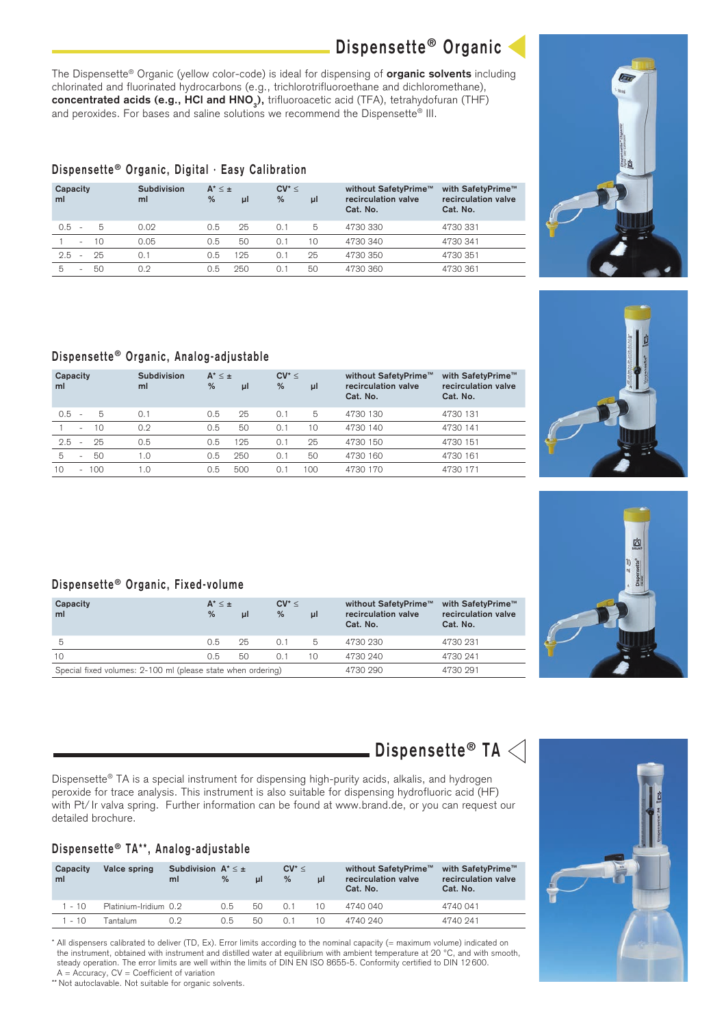# Dispensette® Organic

The Dispensette® Organic (yellow color-code) is ideal for dispensing of **organic solvents** including chlorinated and fluorinated hydrocarbons (e.g., trichlorotrifluoroethane and dichloromethane), **concentrated acids (e.g., HCl and $HNO_3$),** trifluoroacetic acid (TFA), tetrahydofuran (THF) and peroxides. For bases and saline solutions we recommend the Dispensette® III.

## Dispensette® Organic, Digital · Easy Calibration

| Capacity ml | Subdivision ml | A* ≤ ± % | µl | CV* ≤ % | µl | without SafetyPrime™ recirculation valve Cat. No. | with SafetyPrime™ recirculation valve Cat. No. |
|---|---|---|---|---|---|---|---|
| 0.5 - 5 | 0.02 | 0.5 | 25 | 0.1 | 5 | 4730 330 | 4730 331 |
| 1 - 10 | 0.05 | 0.5 | 50 | 0.1 | 10 | 4730 340 | 4730 341 |
| 2.5 - 25 | 0.1 | 0.5 | 125 | 0.1 | 25 | 4730 350 | 4730 351 |
| 5 - 50 | 0.2 | 0.5 | 250 | 0.1 | 50 | 4730 360 | 4730 361 |

## Dispensette® Organic, Analog-adjustable

| Capacity ml | Subdivision ml | A* ≤ ± % | µl | CV* ≤ % | µl | without SafetyPrime™ recirculation valve Cat. No. | with SafetyPrime™ recirculation valve Cat. No. |
|---|---|---|---|---|---|---|---|
| 0.5 - 5 | 0.1 | 0.5 | 25 | 0.1 | 5 | 4730 130 | 4730 131 |
| 1 - 10 | 0.2 | 0.5 | 50 | 0.1 | 10 | 4730 140 | 4730 141 |
| 2.5 - 25 | 0.5 | 0.5 | 125 | 0.1 | 25 | 4730 150 | 4730 151 |
| 5 - 50 | 1.0 | 0.5 | 250 | 0.1 | 50 | 4730 160 | 4730 161 |
| 10 - 100 | 1.0 | 0.5 | 500 | 0.1 | 100 | 4730 170 | 4730 171 |

## Dispensette® Organic, Fixed-volume

| Capacity ml | A* ≤ ± % | µl | CV* ≤ % | µl | without SafetyPrime™ recirculation valve Cat. No. | with SafetyPrime™ recirculation valve Cat. No. |
|---|---|---|---|---|---|---|
| 5 | 0.5 | 25 | 0.1 | 5 | 4730 230 | 4730 231 |
| 10 | 0.5 | 50 | 0.1 | 10 | 4730 240 | 4730 241 |
| Special fixed volumes: 2-100 ml (please state when ordering) | | | | | 4730 290 | 4730 291 |

# Dispensette® TA

Dispensette® TA is a special instrument for dispensing high-purity acids, alkalis, and hydrogen peroxide for trace analysis. This instrument is also suitable for dispensing hydrofluoric acid (HF) with Pt/ Ir valva spring. Further information can be found at www.brand.de, or you can request our detailed brochure.

## Dispensette® TA**, Analog-adjustable

| Capacity ml | Valce spring | Subdivision ml | A* ≤ ± % | µl | CV* ≤ % | µl | without SafetyPrime™ recirculation valve Cat. No. | with SafetyPrime™ recirculation valve Cat. No. |
|---|---|---|---|---|---|---|---|---|
| 1 - 10 | Platinium-Iridium | 0.2 | 0.5 | 50 | 0.1 | 10 | 4740 040 | 4740 041 |
| 1 - 10 | Tantalum | 0.2 | 0.5 | 50 | 0.1 | 10 | 4740 240 | 4740 241 |

\* All dispensers calibrated to deliver (TD, Ex). Error limits according to the nominal capacity (= maximum volume) indicated on the instrument, obtained with instrument and distilled water at equilibrium with ambient temperature at 20 °C, and with smooth, steady operation. The error limits are well within the limits of DIN EN ISO 8655-5. Conformity certified to DIN 12600.
A = Accuracy, CV = Coefficient of variation

** Not autoclavable. Not suitable for organic solvents.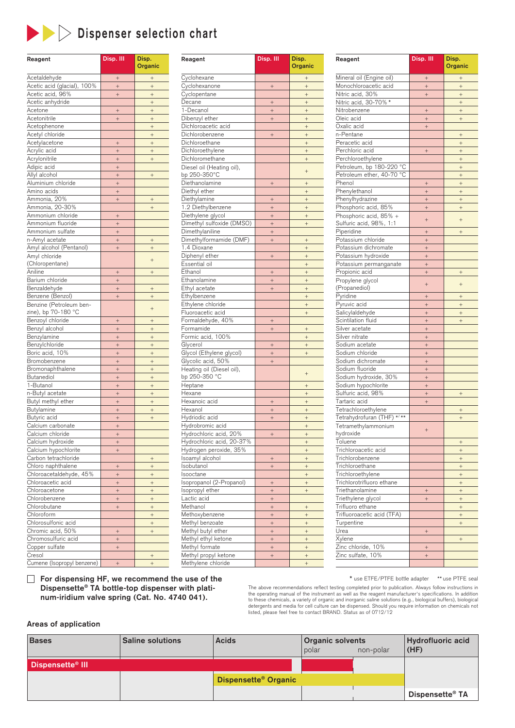# Dispenser selection chart

| Reagent | Disp. III | Disp. Organic |
|---|---|---|
| Acetaldehyde | + | + |
| Acetic acid (glacial), 100% | + | + |
| Acetic acid, 96% | + | + |
| Acetic anhydride | | + |
| Acetone | + | + |
| Acetonitrile | + | + |
| Acetophenone | | + |
| Acetyl chloride | | + |
| Acetylacetone | + | + |
| Acrylic acid | + | + |
| Acrylonitrile | + | + |
| Adipic acid | + | |
| Allyl alcohol | + | + |
| Aluminium chloride | + | |
| Amino acids | + | |
| Ammonia, 20% | + | + |
| Ammonia, 20-30% | | + |
| Ammonium chloride | + | |
| Ammonium fluoride | + | |
| Ammonium sulfate | + | |
| n-Amyl acetate | + | + |
| Amyl alcohol (Pentanol) | + | + |
| Amyl chloride (Chloropentane) | | + |
| Aniline | + | + |
| Barium chloride | + | |
| Benzaldehyde | + | + |
| Benzene (Benzol) | + | + |
| Benzine (Petroleum benzine), bp 70-180 °C | | + |
| Benzoyl chloride | + | + |
| Benzyl alcohol | + | + |
| Benzylamine | + | + |
| Benzylchloride | + | + |
| Boric acid, 10% | + | + |
| Bromobenzene | + | + |
| Bromonaphthalene | + | + |
| Butanediol | + | + |
| 1-Butanol | + | + |
| n-Butyl acetate | + | + |
| Butyl methyl ether | + | + |
| Butylamine | + | + |
| Butyric acid | + | + |
| Calcium carbonate | + | |
| Calcium chloride | + | |
| Calcium hydroxide | + | |
| Calcium hypochlorite | + | |
| Carbon tetrachloride | | + |
| Chloro naphthalene | + | + |
| Chloroacetaldehyde, 45% | + | + |
| Chloroacetic acid | + | + |
| Chloroacetone | + | + |
| Chlorobenzene | + | + |
| Chlorobutane | + | + |
| Chloroform | | + |
| Chlorosulfonic acid | | + |
| Chromic acid, 50% | + | + |
| Chromosulfuric acid | + | |
| Copper sulfate | + | |
| Cresol | | + |
| Cumene (Isopropyl benzene) | + | + |
| Cyclohexane | | + |
| Cyclohexanone | + | + |
| Cyclopentane | | + |
| Decane | + | + |
| 1-Decanol | + | + |
| Dibenzyl ether | + | + |
| Dichloroacetic acid | | + |
| Dichlorobenzene | + | + |
| Dichloroethane | | + |
| Dichloroethylene | | + |
| Dichloromethane | | + |
| Diesel oil (Heating oil), bp 250-350°C | | + |
| Diethanolamine | + | + |
| Diethyl ether | | + |
| Diethylamine | + | + |
| 1.2 Diethylbenzene | + | + |
| Diethylene glycol | + | + |
| Dimethyl sulfoxide (DMSO) | + | + |
| Dimethylaniline | + | |
| Dimethylformamide (DMF) | + | + |
| 1.4 Dioxane | | + |
| Diphenyl ether | + | + |
| Essential oil | | + |
| Ethanol | + | + |
| Ethanolamine | + | + |
| Ethyl acetate | + | + |
| Ethylbenzene | | + |
| Ethylene chloride | | + |
| Fluoroacetic acid | | + |
| Formaldehyde, 40% | + | |
| Formamide | + | + |
| Formic acid, 100% | | + |
| Glycerol | + | + |
| Glycol (Ethylene glycol) | + | + |
| Glycolic acid, 50% | + | |
| Heating oil (Diesel oil), bp 250-350 °C | | + |
| Heptane | | + |
| Hexane | | + |
| Hexanoic acid | + | + |
| Hexanol | + | + |
| Hydriodic acid | + | + |
| Hydrobromic acid | | + |
| Hydrochloric acid, 20% | + | + |
| Hydrochloric acid, 20-37% | | + |
| Hydrogen peroxide, 35% | | + |
| Isoamyl alcohol | + | + |
| Isobutanol | + | + |
| Isooctane | | + |
| Isopropanol (2-Propanol) | + | + |
| Isopropyl ether | + | + |
| Lactic acid | + | |
| Methanol | + | + |
| Methoxybenzene | + | + |
| Methyl benzoate | + | + |
| Methyl butyl ether | + | + |
| Methyl ethyl ketone | + | + |
| Methyl formate | + | + |
| Methyl propyl ketone | + | + |
| Methylene chloride | | + |
| Mineral oil (Engine oil) | + | + |
| Monochloroacetic acid | + | + |
| Nitric acid, 30% | + | + |
| Nitric acid, 30-70% * | | + |
| Nitrobenzene | + | + |
| Oleic acid | + | + |
| Oxalic acid | + | |
| n-Pentane | | + |
| Peracetic acid | | + |
| Perchloric acid | + | + |
| Perchloroethylene | | + |
| Petroleum, bp 180-220 °C | | + |
| Petroleum ether, 40-70 °C | | + |
| Phenol | + | + |
| Phenylethanol | + | + |
| Phenylhydrazine | + | + |
| Phosphoric acid, 85% | + | + |
| Phosphoric acid, 85% + Sulfuric acid, 98%, 1:1 | + | + |
| Piperidine | + | + |
| Potassium chloride | + | |
| Potassium dichromate | + | |
| Potassium hydroxide | + | |
| Potassium permanganate | + | |
| Propionic acid | + | + |
| Propylene glycol (Propanediol) | + | + |
| Pyridine | + | + |
| Pyruvic acid | + | + |
| Salicylaldehyde | + | + |
| Scintilation fluid | + | + |
| Silver acetate | + | |
| Silver nitrate | + | |
| Sodium acetate | + | |
| Sodium chloride | + | |
| Sodium dichromate | + | |
| Sodium fluoride | + | |
| Sodium hydroxide, 30% | + | |
| Sodium hypochlorite | + | |
| Sulfuric acid, 98% | + | + |
| Tartaric acid | + | |
| Tetrachloroethylene | | + |
| Tetrahydrofuran (THF) */** | | + |
| Tetramethylammonium hydroxide | + | |
| Toluene | | + |
| Trichloroacetic acid | | + |
| Trichlorobenzene | | + |
| Trichloroethane | | + |
| Trichloroethylene | | + |
| Trichlorotrifluoro ethane | | + |
| Triethanolamine | + | + |
| Triethylene glycol | + | + |
| Trifluoro ethane | | + |
| Trifluoroacetic acid (TFA) | | + |
| Turpentine | | + |
| Urea | + | |
| Xylene | | + |
| Zinc chloride, 10% | + | |
| Zinc sulfate, 10% | + | |

* use ETFE/PTFE bottle adapter  ** use PTFE seal

**For dispensing HF, we recommend the use of the Dispensette® TA bottle-top dispenser with platinum-iridium valve spring (Cat. No. 4740 041).**

The above recommendations reflect testing completed prior to publication. Always follow instructions in the operating manual of the instrument as well as the reagent manufacturer's specifications. In addition to these chemicals, a variety of organic and inorganic saline solutions (e.g., biological buffers), biological detergents and media for cell culture can be dispensed. Should you require information on chemicals not listed, please feel free to contact BRAND. Status as of 0712/12

## Areas of application

| Bases | Saline solutions | Acids | Organic solvents – polar | Organic solvents – non-polar | Hydrofluoric acid (HF) |
|---|---|---|---|---|---|
| Dispensette® III | Dispensette® III | Dispensette® III | Dispensette® III | | |
| | | Dispensette® Organic | Dispensette® Organic | Dispensette® Organic | |
| | | | | | Dispensette® TA |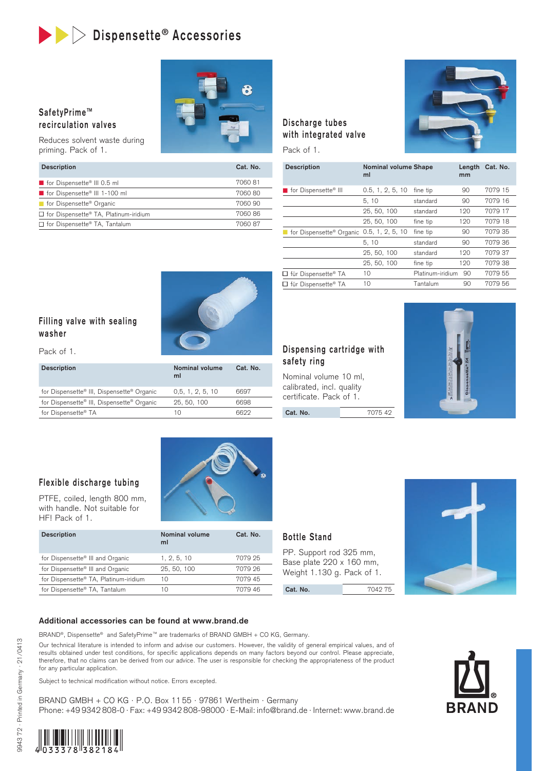# Dispensette® Accessories

## SafetyPrime™ recirculation valves

Reduces solvent waste during priming. Pack of 1.

| Description | Cat. No. |
|---|---|
| ■ for Dispensette® III 0.5 ml | 7060 81 |
| ■ for Dispensette® III 1-100 ml | 7060 80 |
| ■ for Dispensette® Organic | 7060 90 |
| ☐ for Dispensette® TA, Platinum-iridium | 7060 86 |
| ☐ for Dispensette® TA, Tantalum | 7060 87 |

## Discharge tubes with integrated valve

Pack of 1.

| Description | Nominal volume ml | Shape | Length mm | Cat. No. |
|---|---|---|---|---|
| ■ for Dispensette® III | 0.5, 1, 2, 5, 10 | fine tip | 90 | 7079 15 |
| | 5, 10 | standard | 90 | 7079 16 |
| | 25, 50, 100 | standard | 120 | 7079 17 |
| | 25, 50, 100 | fine tip | 120 | 7079 18 |
| ■ for Dispensette® Organic | 0.5, 1, 2, 5, 10 | fine tip | 90 | 7079 35 |
| | 5, 10 | standard | 90 | 7079 36 |
| | 25, 50, 100 | standard | 120 | 7079 37 |
| | 25, 50, 100 | fine tip | 120 | 7079 38 |
| ☐ für Dispensette® TA | 10 | Platinum-iridium | 90 | 7079 55 |
| ☐ für Dispensette® TA | 10 | Tantalum | 90 | 7079 56 |

## Filling valve with sealing washer

Pack of 1.

| Description | Nominal volume ml | Cat. No. |
|---|---|---|
| for Dispensette® III, Dispensette® Organic | 0,5, 1, 2, 5, 10 | 6697 |
| for Dispensette® III, Dispensette® Organic | 25, 50, 100 | 6698 |
| for Dispensette® TA | 10 | 6622 |

## Dispensing cartridge with safety ring

Nominal volume 10 ml, calibrated, incl. quality certificate. Pack of 1.

| Cat. No. | 7075 42 |
|---|---|

## Flexible discharge tubing

PTFE, coiled, length 800 mm, with handle. Not suitable for HF! Pack of 1.

| Description | Nominal volume ml | Cat. No. |
|---|---|---|
| for Dispensette® III and Organic | 1, 2, 5, 10 | 7079 25 |
| for Dispensette® III and Organic | 25, 50, 100 | 7079 26 |
| for Dispensette® TA, Platinum-iridium | 10 | 7079 45 |
| for Dispensette® TA, Tantalum | 10 | 7079 46 |

## Bottle Stand

PP. Support rod 325 mm, Base plate 220 x 160 mm, Weight 1.130 g. Pack of 1.

| Cat. No. | 7042 75 |
|---|---|

**Additional accessories can be found at www.brand.de**

BRAND®, Dispensette® and SafetyPrime™ are trademarks of BRAND GMBH + CO KG, Germany.

Our technical literature is intended to inform and advise our customers. However, the validity of general empirical values, and of results obtained under test conditions, for specific applications depends on many factors beyond our control. Please appreciate, therefore, that no claims can be derived from our advice. The user is responsible for checking the appropriateness of the product for any particular application.

Subject to technical modification without notice. Errors excepted.

BRAND GMBH + CO KG · P.O. Box 11 55 · 97861 Wertheim · Germany
Phone: +49 9342 808-0 · Fax: +49 9342 808-98000 · E-Mail: info@brand.de · Internet: www.brand.de

9943 72 · Printed in Germany · 21/0413

4033378382184

BRAND